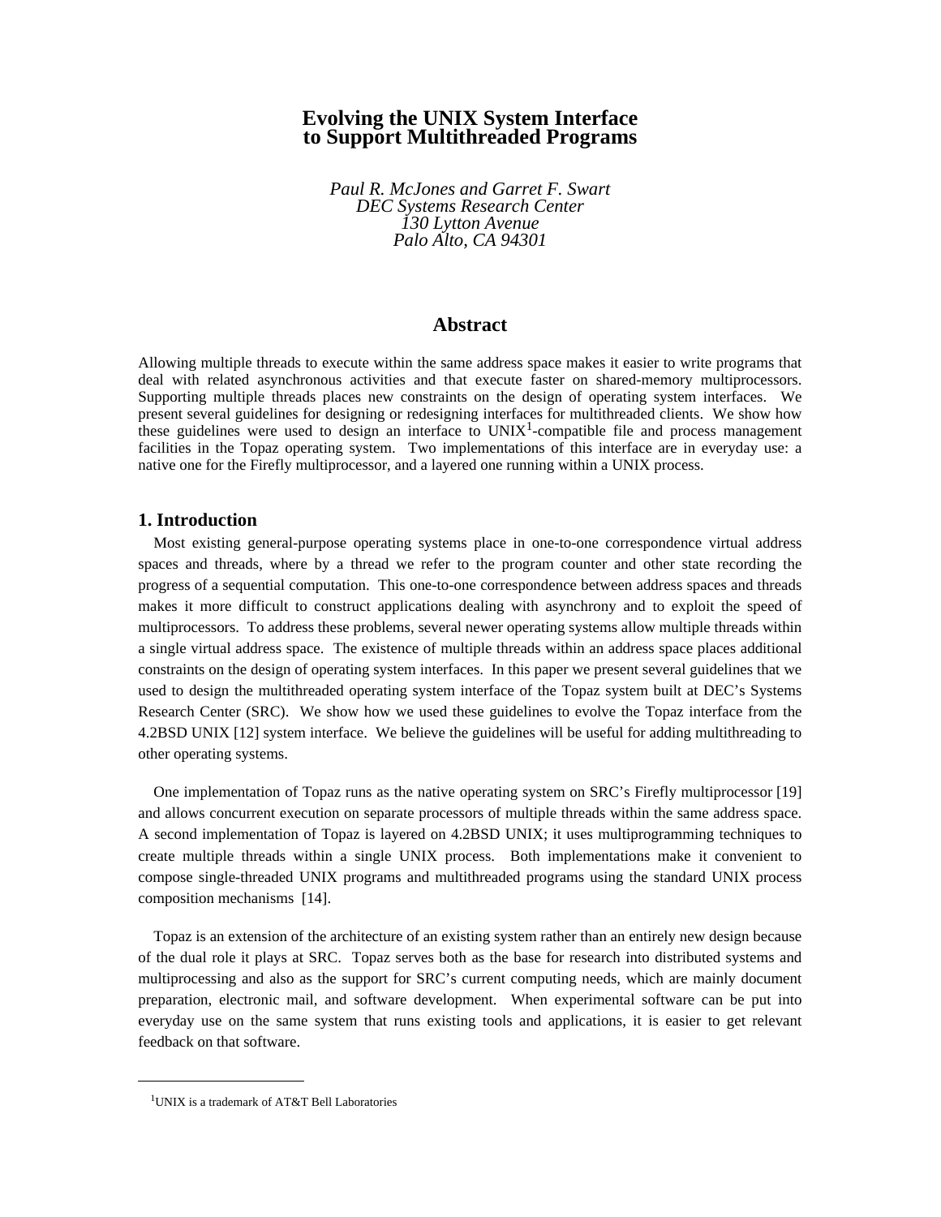# Evolving the UNIX System Interface to Support Multithreaded Programs

*Paul R. McJones and Garret F. Swart*
*DEC Systems Research Center*
*130 Lytton Avenue*
*Palo Alto, CA 94301*

## Abstract

Allowing multiple threads to execute within the same address space makes it easier to write programs that deal with related asynchronous activities and that execute faster on shared-memory multiprocessors. Supporting multiple threads places new constraints on the design of operating system interfaces. We present several guidelines for designing or redesigning interfaces for multithreaded clients. We show how these guidelines were used to design an interface to UNIX[1]-compatible file and process management facilities in the Topaz operating system. Two implementations of this interface are in everyday use: a native one for the Firefly multiprocessor, and a layered one running within a UNIX process.

## 1. Introduction

Most existing general-purpose operating systems place in one-to-one correspondence virtual address spaces and threads, where by a thread we refer to the program counter and other state recording the progress of a sequential computation. This one-to-one correspondence between address spaces and threads makes it more difficult to construct applications dealing with asynchrony and to exploit the speed of multiprocessors. To address these problems, several newer operating systems allow multiple threads within a single virtual address space. The existence of multiple threads within an address space places additional constraints on the design of operating system interfaces. In this paper we present several guidelines that we used to design the multithreaded operating system interface of the Topaz system built at DEC's Systems Research Center (SRC). We show how we used these guidelines to evolve the Topaz interface from the 4.2BSD UNIX [12] system interface. We believe the guidelines will be useful for adding multithreading to other operating systems.

One implementation of Topaz runs as the native operating system on SRC's Firefly multiprocessor [19] and allows concurrent execution on separate processors of multiple threads within the same address space. A second implementation of Topaz is layered on 4.2BSD UNIX; it uses multiprogramming techniques to create multiple threads within a single UNIX process. Both implementations make it convenient to compose single-threaded UNIX programs and multithreaded programs using the standard UNIX process composition mechanisms [14].

Topaz is an extension of the architecture of an existing system rather than an entirely new design because of the dual role it plays at SRC. Topaz serves both as the base for research into distributed systems and multiprocessing and also as the support for SRC's current computing needs, which are mainly document preparation, electronic mail, and software development. When experimental software can be put into everyday use on the same system that runs existing tools and applications, it is easier to get relevant feedback on that software.

---

[1] UNIX is a trademark of AT&T Bell Laboratories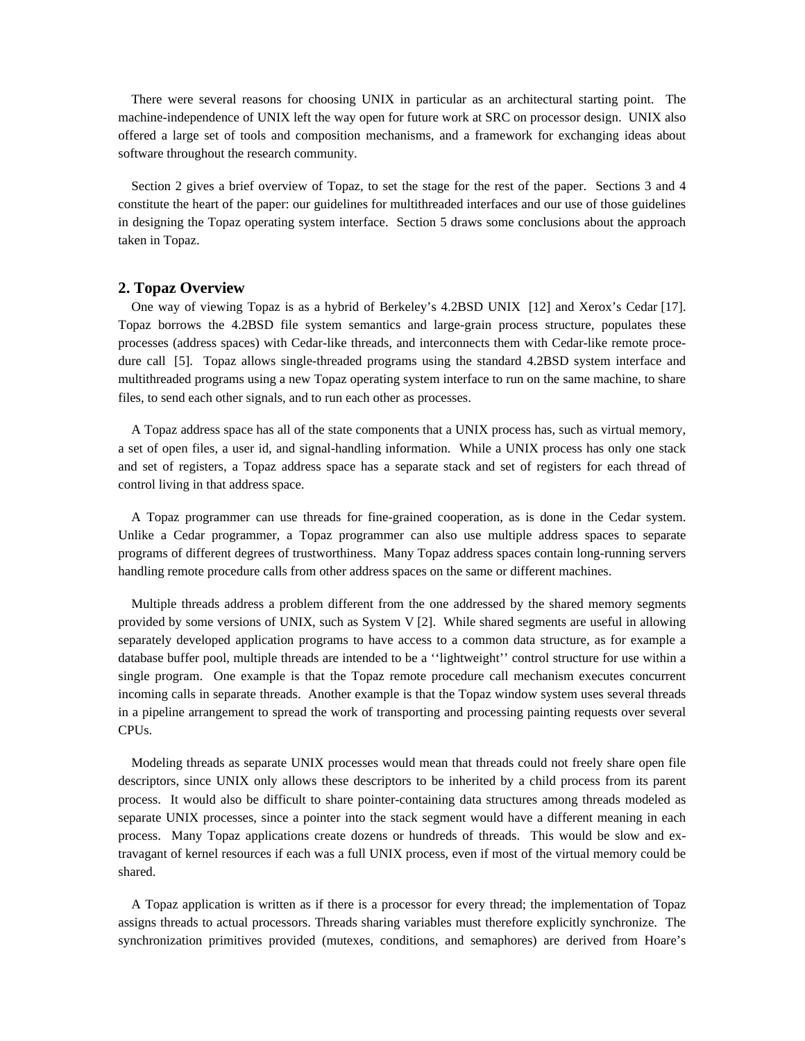There were several reasons for choosing UNIX in particular as an architectural starting point. The machine-independence of UNIX left the way open for future work at SRC on processor design. UNIX also offered a large set of tools and composition mechanisms, and a framework for exchanging ideas about software throughout the research community.

Section 2 gives a brief overview of Topaz, to set the stage for the rest of the paper. Sections 3 and 4 constitute the heart of the paper: our guidelines for multithreaded interfaces and our use of those guidelines in designing the Topaz operating system interface. Section 5 draws some conclusions about the approach taken in Topaz.

## 2. Topaz Overview

One way of viewing Topaz is as a hybrid of Berkeley's 4.2BSD UNIX [12] and Xerox's Cedar [17]. Topaz borrows the 4.2BSD file system semantics and large-grain process structure, populates these processes (address spaces) with Cedar-like threads, and interconnects them with Cedar-like remote procedure call [5]. Topaz allows single-threaded programs using the standard 4.2BSD system interface and multithreaded programs using a new Topaz operating system interface to run on the same machine, to share files, to send each other signals, and to run each other as processes.

A Topaz address space has all of the state components that a UNIX process has, such as virtual memory, a set of open files, a user id, and signal-handling information. While a UNIX process has only one stack and set of registers, a Topaz address space has a separate stack and set of registers for each thread of control living in that address space.

A Topaz programmer can use threads for fine-grained cooperation, as is done in the Cedar system. Unlike a Cedar programmer, a Topaz programmer can also use multiple address spaces to separate programs of different degrees of trustworthiness. Many Topaz address spaces contain long-running servers handling remote procedure calls from other address spaces on the same or different machines.

Multiple threads address a problem different from the one addressed by the shared memory segments provided by some versions of UNIX, such as System V [2]. While shared segments are useful in allowing separately developed application programs to have access to a common data structure, as for example a database buffer pool, multiple threads are intended to be a ''lightweight'' control structure for use within a single program. One example is that the Topaz remote procedure call mechanism executes concurrent incoming calls in separate threads. Another example is that the Topaz window system uses several threads in a pipeline arrangement to spread the work of transporting and processing painting requests over several CPUs.

Modeling threads as separate UNIX processes would mean that threads could not freely share open file descriptors, since UNIX only allows these descriptors to be inherited by a child process from its parent process. It would also be difficult to share pointer-containing data structures among threads modeled as separate UNIX processes, since a pointer into the stack segment would have a different meaning in each process. Many Topaz applications create dozens or hundreds of threads. This would be slow and extravagant of kernel resources if each was a full UNIX process, even if most of the virtual memory could be shared.

A Topaz application is written as if there is a processor for every thread; the implementation of Topaz assigns threads to actual processors. Threads sharing variables must therefore explicitly synchronize. The synchronization primitives provided (mutexes, conditions, and semaphores) are derived from Hoare's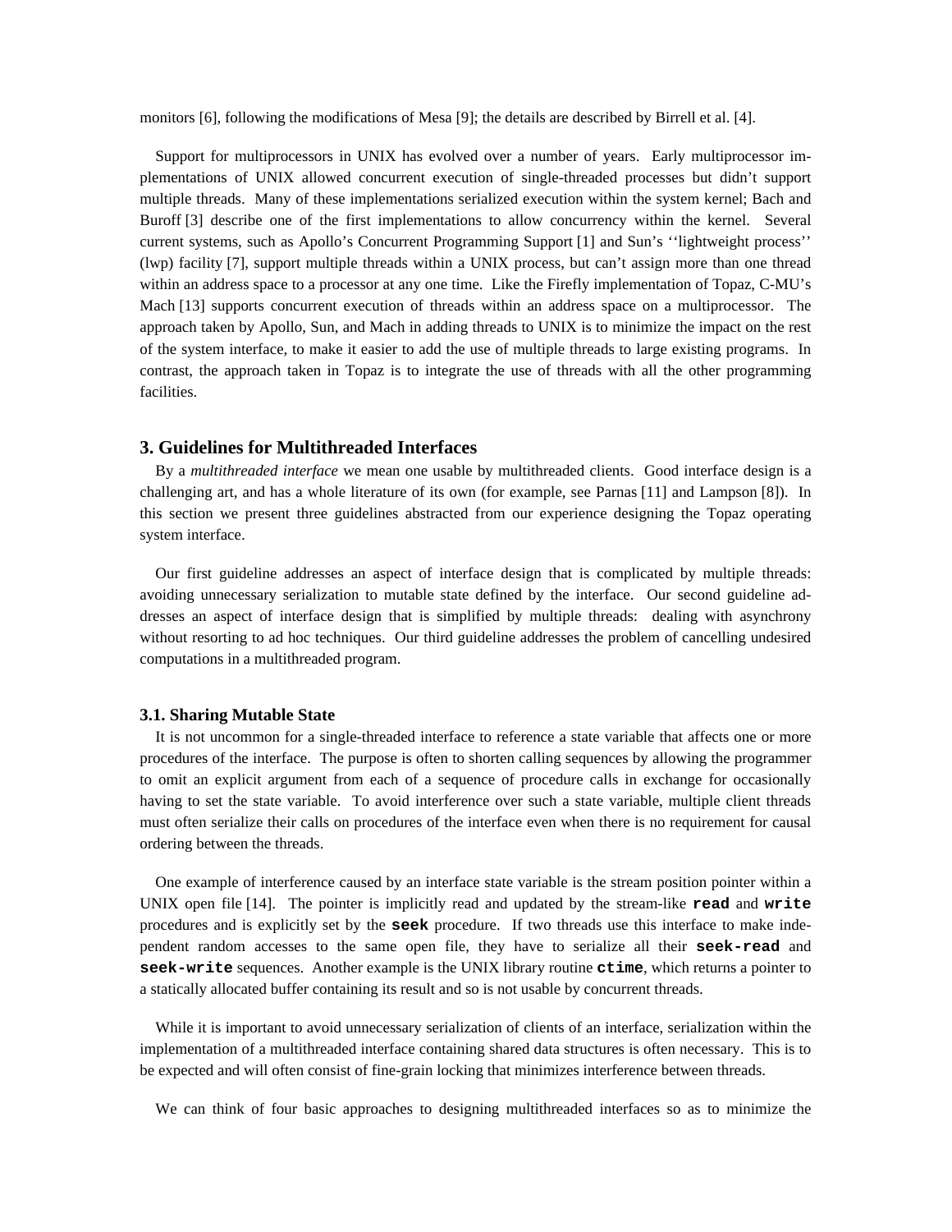monitors [6], following the modifications of Mesa [9]; the details are described by Birrell et al. [4].

Support for multiprocessors in UNIX has evolved over a number of years. Early multiprocessor implementations of UNIX allowed concurrent execution of single-threaded processes but didn't support multiple threads. Many of these implementations serialized execution within the system kernel; Bach and Buroff [3] describe one of the first implementations to allow concurrency within the kernel. Several current systems, such as Apollo's Concurrent Programming Support [1] and Sun's ''lightweight process'' (lwp) facility [7], support multiple threads within a UNIX process, but can't assign more than one thread within an address space to a processor at any one time. Like the Firefly implementation of Topaz, C-MU's Mach [13] supports concurrent execution of threads within an address space on a multiprocessor. The approach taken by Apollo, Sun, and Mach in adding threads to UNIX is to minimize the impact on the rest of the system interface, to make it easier to add the use of multiple threads to large existing programs. In contrast, the approach taken in Topaz is to integrate the use of threads with all the other programming facilities.

## 3. Guidelines for Multithreaded Interfaces

By a *multithreaded interface* we mean one usable by multithreaded clients. Good interface design is a challenging art, and has a whole literature of its own (for example, see Parnas [11] and Lampson [8]). In this section we present three guidelines abstracted from our experience designing the Topaz operating system interface.

Our first guideline addresses an aspect of interface design that is complicated by multiple threads: avoiding unnecessary serialization to mutable state defined by the interface. Our second guideline addresses an aspect of interface design that is simplified by multiple threads: dealing with asynchrony without resorting to ad hoc techniques. Our third guideline addresses the problem of cancelling undesired computations in a multithreaded program.

### 3.1. Sharing Mutable State

It is not uncommon for a single-threaded interface to reference a state variable that affects one or more procedures of the interface. The purpose is often to shorten calling sequences by allowing the programmer to omit an explicit argument from each of a sequence of procedure calls in exchange for occasionally having to set the state variable. To avoid interference over such a state variable, multiple client threads must often serialize their calls on procedures of the interface even when there is no requirement for causal ordering between the threads.

One example of interference caused by an interface state variable is the stream position pointer within a UNIX open file [14]. The pointer is implicitly read and updated by the stream-like **`read`** and **`write`** procedures and is explicitly set by the **`seek`** procedure. If two threads use this interface to make independent random accesses to the same open file, they have to serialize all their **`seek-read`** and **`seek-write`** sequences. Another example is the UNIX library routine **`ctime`**, which returns a pointer to a statically allocated buffer containing its result and so is not usable by concurrent threads.

While it is important to avoid unnecessary serialization of clients of an interface, serialization within the implementation of a multithreaded interface containing shared data structures is often necessary. This is to be expected and will often consist of fine-grain locking that minimizes interference between threads.

We can think of four basic approaches to designing multithreaded interfaces so as to minimize the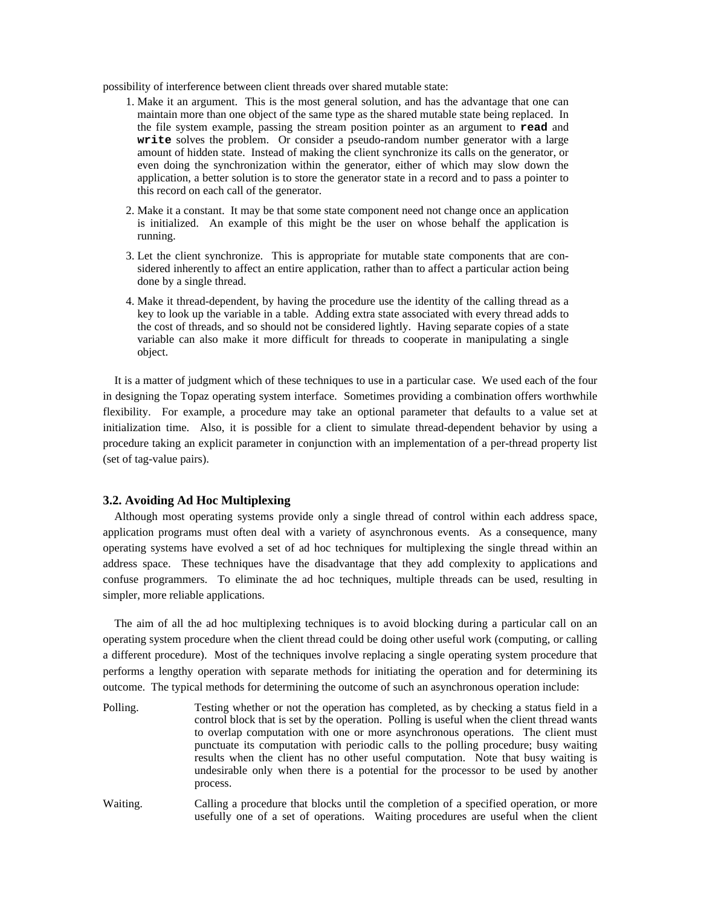possibility of interference between client threads over shared mutable state:

1. Make it an argument. This is the most general solution, and has the advantage that one can maintain more than one object of the same type as the shared mutable state being replaced. In the file system example, passing the stream position pointer as an argument to **`read`** and **`write`** solves the problem. Or consider a pseudo-random number generator with a large amount of hidden state. Instead of making the client synchronize its calls on the generator, or even doing the synchronization within the generator, either of which may slow down the application, a better solution is to store the generator state in a record and to pass a pointer to this record on each call of the generator.

2. Make it a constant. It may be that some state component need not change once an application is initialized. An example of this might be the user on whose behalf the application is running.

3. Let the client synchronize. This is appropriate for mutable state components that are considered inherently to affect an entire application, rather than to affect a particular action being done by a single thread.

4. Make it thread-dependent, by having the procedure use the identity of the calling thread as a key to look up the variable in a table. Adding extra state associated with every thread adds to the cost of threads, and so should not be considered lightly. Having separate copies of a state variable can also make it more difficult for threads to cooperate in manipulating a single object.

It is a matter of judgment which of these techniques to use in a particular case. We used each of the four in designing the Topaz operating system interface. Sometimes providing a combination offers worthwhile flexibility. For example, a procedure may take an optional parameter that defaults to a value set at initialization time. Also, it is possible for a client to simulate thread-dependent behavior by using a procedure taking an explicit parameter in conjunction with an implementation of a per-thread property list (set of tag-value pairs).

### 3.2. Avoiding Ad Hoc Multiplexing

Although most operating systems provide only a single thread of control within each address space, application programs must often deal with a variety of asynchronous events. As a consequence, many operating systems have evolved a set of ad hoc techniques for multiplexing the single thread within an address space. These techniques have the disadvantage that they add complexity to applications and confuse programmers. To eliminate the ad hoc techniques, multiple threads can be used, resulting in simpler, more reliable applications.

The aim of all the ad hoc multiplexing techniques is to avoid blocking during a particular call on an operating system procedure when the client thread could be doing other useful work (computing, or calling a different procedure). Most of the techniques involve replacing a single operating system procedure that performs a lengthy operation with separate methods for initiating the operation and for determining its outcome. The typical methods for determining the outcome of such an asynchronous operation include:

Polling. Testing whether or not the operation has completed, as by checking a status field in a control block that is set by the operation. Polling is useful when the client thread wants to overlap computation with one or more asynchronous operations. The client must punctuate its computation with periodic calls to the polling procedure; busy waiting results when the client has no other useful computation. Note that busy waiting is undesirable only when there is a potential for the processor to be used by another process.

Waiting. Calling a procedure that blocks until the completion of a specified operation, or more usefully one of a set of operations. Waiting procedures are useful when the client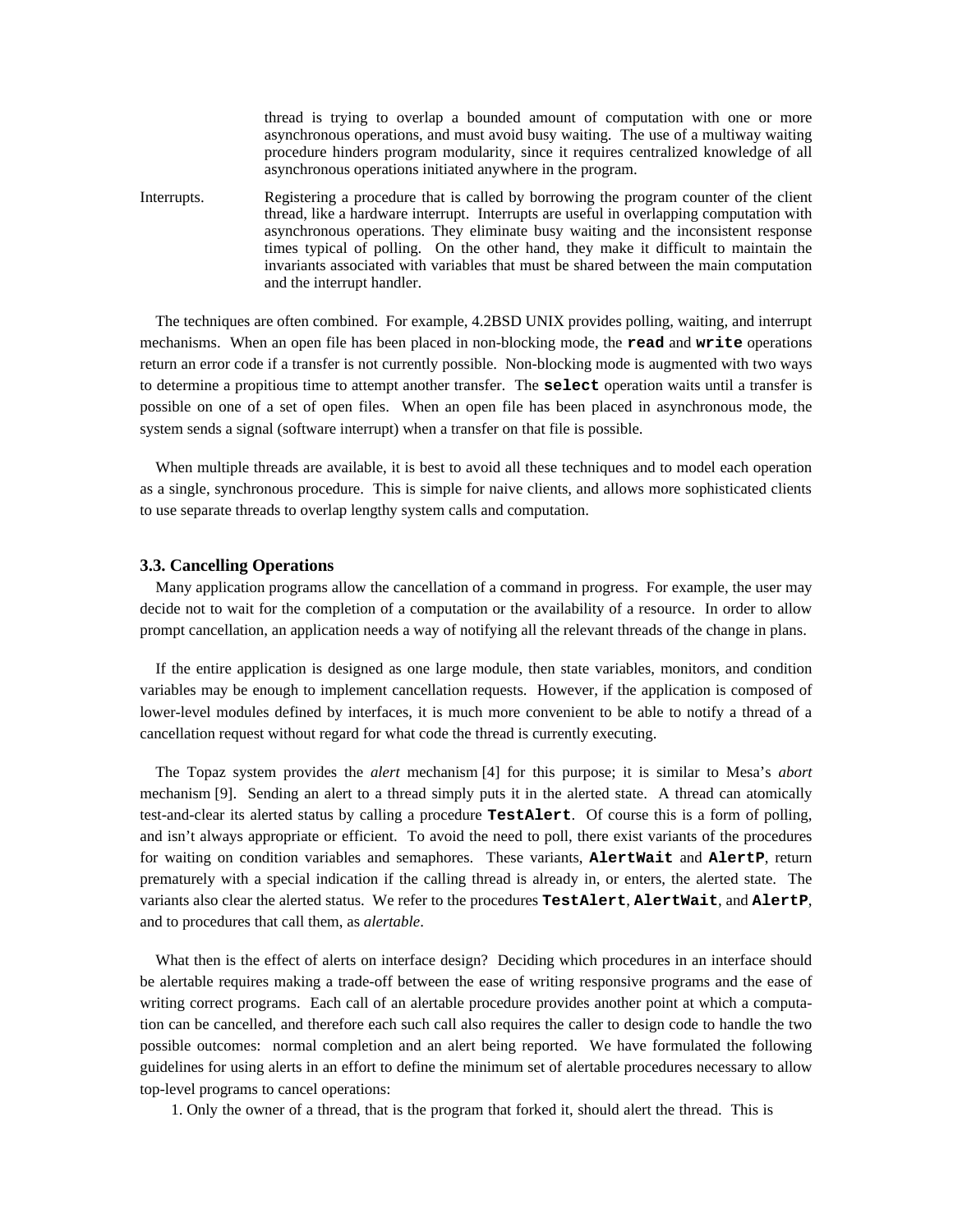thread is trying to overlap a bounded amount of computation with one or more asynchronous operations, and must avoid busy waiting. The use of a multiway waiting procedure hinders program modularity, since it requires centralized knowledge of all asynchronous operations initiated anywhere in the program.

Interrupts. Registering a procedure that is called by borrowing the program counter of the client thread, like a hardware interrupt. Interrupts are useful in overlapping computation with asynchronous operations. They eliminate busy waiting and the inconsistent response times typical of polling. On the other hand, they make it difficult to maintain the invariants associated with variables that must be shared between the main computation and the interrupt handler.

The techniques are often combined. For example, 4.2BSD UNIX provides polling, waiting, and interrupt mechanisms. When an open file has been placed in non-blocking mode, the **read** and **write** operations return an error code if a transfer is not currently possible. Non-blocking mode is augmented with two ways to determine a propitious time to attempt another transfer. The **select** operation waits until a transfer is possible on one of a set of open files. When an open file has been placed in asynchronous mode, the system sends a signal (software interrupt) when a transfer on that file is possible.

When multiple threads are available, it is best to avoid all these techniques and to model each operation as a single, synchronous procedure. This is simple for naive clients, and allows more sophisticated clients to use separate threads to overlap lengthy system calls and computation.

### 3.3. Cancelling Operations

Many application programs allow the cancellation of a command in progress. For example, the user may decide not to wait for the completion of a computation or the availability of a resource. In order to allow prompt cancellation, an application needs a way of notifying all the relevant threads of the change in plans.

If the entire application is designed as one large module, then state variables, monitors, and condition variables may be enough to implement cancellation requests. However, if the application is composed of lower-level modules defined by interfaces, it is much more convenient to be able to notify a thread of a cancellation request without regard for what code the thread is currently executing.

The Topaz system provides the *alert* mechanism [4] for this purpose; it is similar to Mesa's *abort* mechanism [9]. Sending an alert to a thread simply puts it in the alerted state. A thread can atomically test-and-clear its alerted status by calling a procedure **TestAlert**. Of course this is a form of polling, and isn't always appropriate or efficient. To avoid the need to poll, there exist variants of the procedures for waiting on condition variables and semaphores. These variants, **AlertWait** and **AlertP**, return prematurely with a special indication if the calling thread is already in, or enters, the alerted state. The variants also clear the alerted status. We refer to the procedures **TestAlert**, **AlertWait**, and **AlertP**, and to procedures that call them, as *alertable*.

What then is the effect of alerts on interface design? Deciding which procedures in an interface should be alertable requires making a trade-off between the ease of writing responsive programs and the ease of writing correct programs. Each call of an alertable procedure provides another point at which a computation can be cancelled, and therefore each such call also requires the caller to design code to handle the two possible outcomes: normal completion and an alert being reported. We have formulated the following guidelines for using alerts in an effort to define the minimum set of alertable procedures necessary to allow top-level programs to cancel operations:

1. Only the owner of a thread, that is the program that forked it, should alert the thread. This is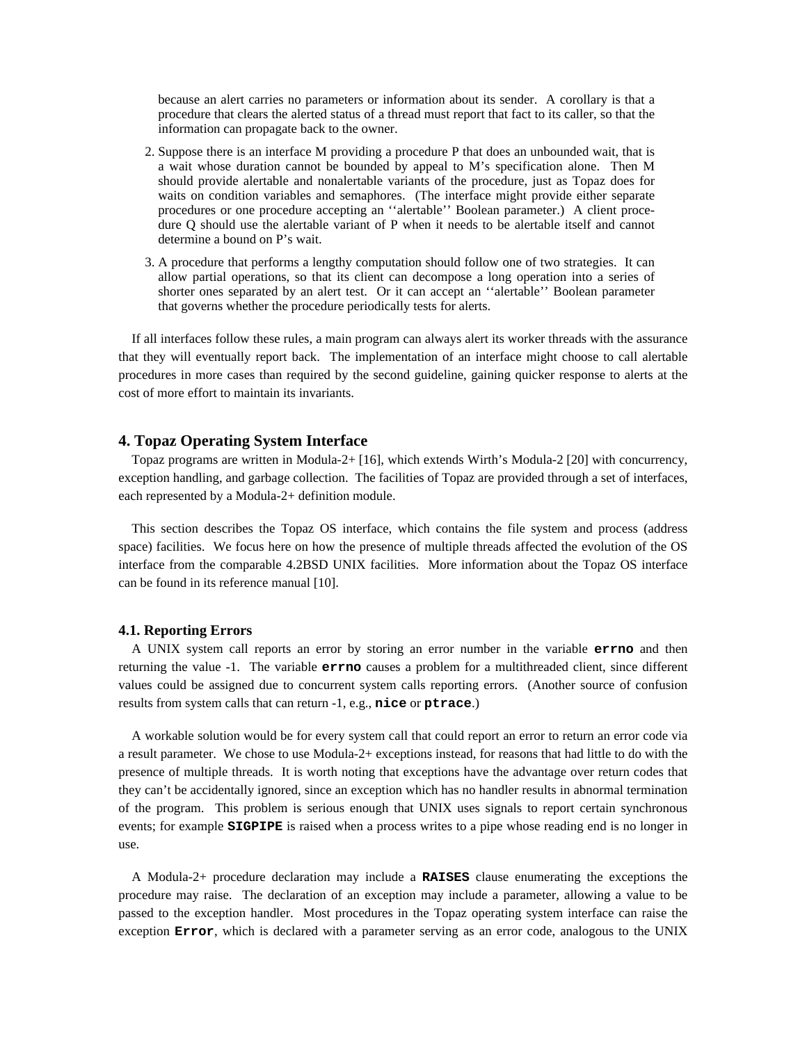because an alert carries no parameters or information about its sender. A corollary is that a procedure that clears the alerted status of a thread must report that fact to its caller, so that the information can propagate back to the owner.

2. Suppose there is an interface M providing a procedure P that does an unbounded wait, that is a wait whose duration cannot be bounded by appeal to M's specification alone. Then M should provide alertable and nonalertable variants of the procedure, just as Topaz does for waits on condition variables and semaphores. (The interface might provide either separate procedures or one procedure accepting an ''alertable'' Boolean parameter.) A client procedure Q should use the alertable variant of P when it needs to be alertable itself and cannot determine a bound on P's wait.

3. A procedure that performs a lengthy computation should follow one of two strategies. It can allow partial operations, so that its client can decompose a long operation into a series of shorter ones separated by an alert test. Or it can accept an ''alertable'' Boolean parameter that governs whether the procedure periodically tests for alerts.

If all interfaces follow these rules, a main program can always alert its worker threads with the assurance that they will eventually report back. The implementation of an interface might choose to call alertable procedures in more cases than required by the second guideline, gaining quicker response to alerts at the cost of more effort to maintain its invariants.

## 4. Topaz Operating System Interface

Topaz programs are written in Modula-2+ [16], which extends Wirth's Modula-2 [20] with concurrency, exception handling, and garbage collection. The facilities of Topaz are provided through a set of interfaces, each represented by a Modula-2+ definition module.

This section describes the Topaz OS interface, which contains the file system and process (address space) facilities. We focus here on how the presence of multiple threads affected the evolution of the OS interface from the comparable 4.2BSD UNIX facilities. More information about the Topaz OS interface can be found in its reference manual [10].

### 4.1. Reporting Errors

A UNIX system call reports an error by storing an error number in the variable **errno** and then returning the value -1. The variable **errno** causes a problem for a multithreaded client, since different values could be assigned due to concurrent system calls reporting errors. (Another source of confusion results from system calls that can return -1, e.g., **nice** or **ptrace**.)

A workable solution would be for every system call that could report an error to return an error code via a result parameter. We chose to use Modula-2+ exceptions instead, for reasons that had little to do with the presence of multiple threads. It is worth noting that exceptions have the advantage over return codes that they can't be accidentally ignored, since an exception which has no handler results in abnormal termination of the program. This problem is serious enough that UNIX uses signals to report certain synchronous events; for example **SIGPIPE** is raised when a process writes to a pipe whose reading end is no longer in use.

A Modula-2+ procedure declaration may include a **RAISES** clause enumerating the exceptions the procedure may raise. The declaration of an exception may include a parameter, allowing a value to be passed to the exception handler. Most procedures in the Topaz operating system interface can raise the exception **Error**, which is declared with a parameter serving as an error code, analogous to the UNIX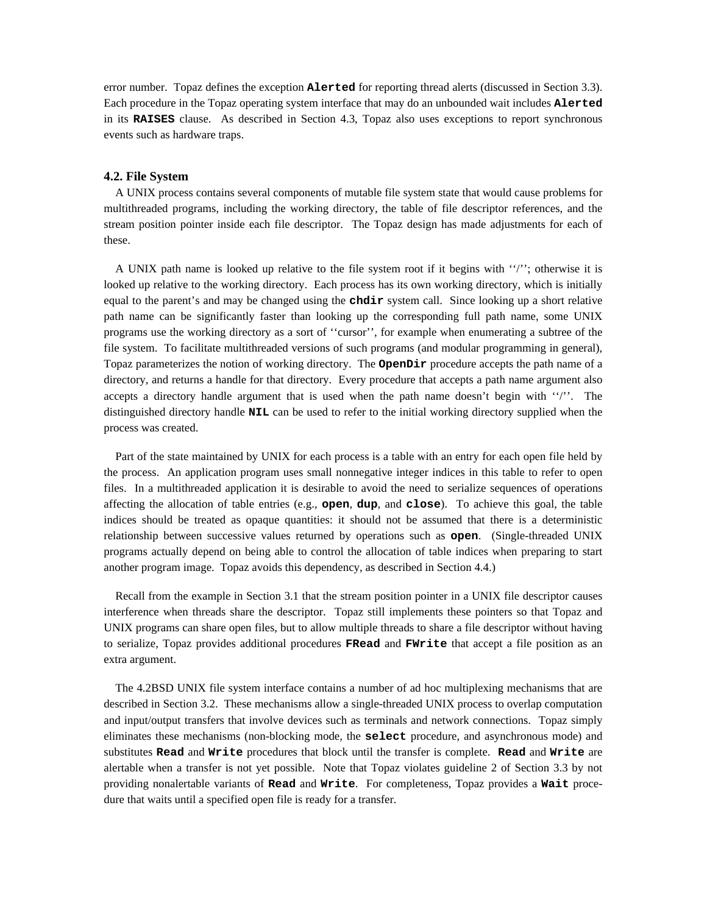error number. Topaz defines the exception **Alerted** for reporting thread alerts (discussed in Section 3.3). Each procedure in the Topaz operating system interface that may do an unbounded wait includes **Alerted** in its **RAISES** clause. As described in Section 4.3, Topaz also uses exceptions to report synchronous events such as hardware traps.

### 4.2. File System

A UNIX process contains several components of mutable file system state that would cause problems for multithreaded programs, including the working directory, the table of file descriptor references, and the stream position pointer inside each file descriptor. The Topaz design has made adjustments for each of these.

A UNIX path name is looked up relative to the file system root if it begins with ''/''; otherwise it is looked up relative to the working directory. Each process has its own working directory, which is initially equal to the parent's and may be changed using the **chdir** system call. Since looking up a short relative path name can be significantly faster than looking up the corresponding full path name, some UNIX programs use the working directory as a sort of ''cursor'', for example when enumerating a subtree of the file system. To facilitate multithreaded versions of such programs (and modular programming in general), Topaz parameterizes the notion of working directory. The **OpenDir** procedure accepts the path name of a directory, and returns a handle for that directory. Every procedure that accepts a path name argument also accepts a directory handle argument that is used when the path name doesn't begin with ''/''. The distinguished directory handle **NIL** can be used to refer to the initial working directory supplied when the process was created.

Part of the state maintained by UNIX for each process is a table with an entry for each open file held by the process. An application program uses small nonnegative integer indices in this table to refer to open files. In a multithreaded application it is desirable to avoid the need to serialize sequences of operations affecting the allocation of table entries (e.g., **open**, **dup**, and **close**). To achieve this goal, the table indices should be treated as opaque quantities: it should not be assumed that there is a deterministic relationship between successive values returned by operations such as **open**. (Single-threaded UNIX programs actually depend on being able to control the allocation of table indices when preparing to start another program image. Topaz avoids this dependency, as described in Section 4.4.)

Recall from the example in Section 3.1 that the stream position pointer in a UNIX file descriptor causes interference when threads share the descriptor. Topaz still implements these pointers so that Topaz and UNIX programs can share open files, but to allow multiple threads to share a file descriptor without having to serialize, Topaz provides additional procedures **FRead** and **FWrite** that accept a file position as an extra argument.

The 4.2BSD UNIX file system interface contains a number of ad hoc multiplexing mechanisms that are described in Section 3.2. These mechanisms allow a single-threaded UNIX process to overlap computation and input/output transfers that involve devices such as terminals and network connections. Topaz simply eliminates these mechanisms (non-blocking mode, the **select** procedure, and asynchronous mode) and substitutes **Read** and **Write** procedures that block until the transfer is complete. **Read** and **Write** are alertable when a transfer is not yet possible. Note that Topaz violates guideline 2 of Section 3.3 by not providing nonalertable variants of **Read** and **Write**. For completeness, Topaz provides a **Wait** procedure that waits until a specified open file is ready for a transfer.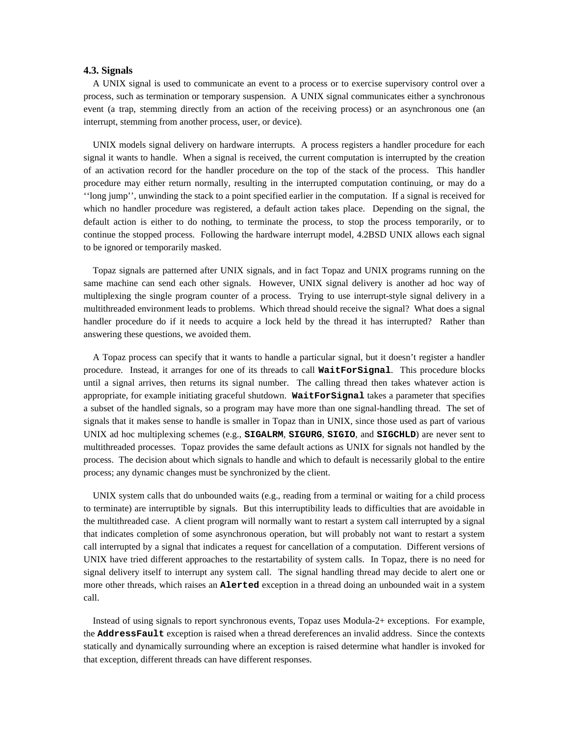### 4.3. Signals

A UNIX signal is used to communicate an event to a process or to exercise supervisory control over a process, such as termination or temporary suspension. A UNIX signal communicates either a synchronous event (a trap, stemming directly from an action of the receiving process) or an asynchronous one (an interrupt, stemming from another process, user, or device).

UNIX models signal delivery on hardware interrupts. A process registers a handler procedure for each signal it wants to handle. When a signal is received, the current computation is interrupted by the creation of an activation record for the handler procedure on the top of the stack of the process. This handler procedure may either return normally, resulting in the interrupted computation continuing, or may do a ''long jump'', unwinding the stack to a point specified earlier in the computation. If a signal is received for which no handler procedure was registered, a default action takes place. Depending on the signal, the default action is either to do nothing, to terminate the process, to stop the process temporarily, or to continue the stopped process. Following the hardware interrupt model, 4.2BSD UNIX allows each signal to be ignored or temporarily masked.

Topaz signals are patterned after UNIX signals, and in fact Topaz and UNIX programs running on the same machine can send each other signals. However, UNIX signal delivery is another ad hoc way of multiplexing the single program counter of a process. Trying to use interrupt-style signal delivery in a multithreaded environment leads to problems. Which thread should receive the signal? What does a signal handler procedure do if it needs to acquire a lock held by the thread it has interrupted? Rather than answering these questions, we avoided them.

A Topaz process can specify that it wants to handle a particular signal, but it doesn't register a handler procedure. Instead, it arranges for one of its threads to call **`WaitForSignal`**. This procedure blocks until a signal arrives, then returns its signal number. The calling thread then takes whatever action is appropriate, for example initiating graceful shutdown. **`WaitForSignal`** takes a parameter that specifies a subset of the handled signals, so a program may have more than one signal-handling thread. The set of signals that it makes sense to handle is smaller in Topaz than in UNIX, since those used as part of various UNIX ad hoc multiplexing schemes (e.g., **`SIGALRM`**, **`SIGURG`**, **`SIGIO`**, and **`SIGCHLD`**) are never sent to multithreaded processes. Topaz provides the same default actions as UNIX for signals not handled by the process. The decision about which signals to handle and which to default is necessarily global to the entire process; any dynamic changes must be synchronized by the client.

UNIX system calls that do unbounded waits (e.g., reading from a terminal or waiting for a child process to terminate) are interruptible by signals. But this interruptibility leads to difficulties that are avoidable in the multithreaded case. A client program will normally want to restart a system call interrupted by a signal that indicates completion of some asynchronous operation, but will probably not want to restart a system call interrupted by a signal that indicates a request for cancellation of a computation. Different versions of UNIX have tried different approaches to the restartability of system calls. In Topaz, there is no need for signal delivery itself to interrupt any system call. The signal handling thread may decide to alert one or more other threads, which raises an **`Alerted`** exception in a thread doing an unbounded wait in a system call.

Instead of using signals to report synchronous events, Topaz uses Modula-2+ exceptions. For example, the **`AddressFault`** exception is raised when a thread dereferences an invalid address. Since the contexts statically and dynamically surrounding where an exception is raised determine what handler is invoked for that exception, different threads can have different responses.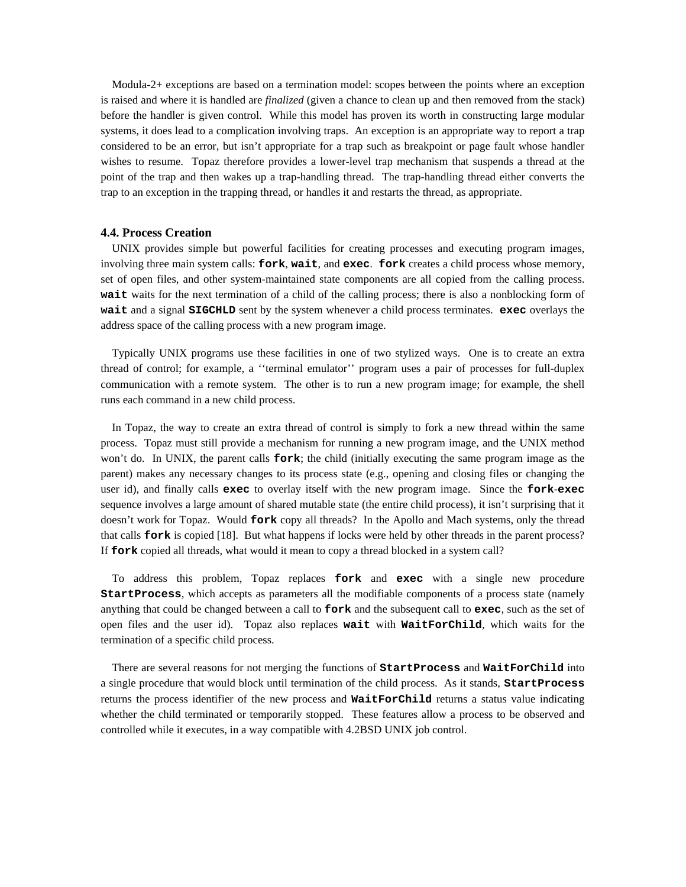Modula-2+ exceptions are based on a termination model: scopes between the points where an exception is raised and where it is handled are *finalized* (given a chance to clean up and then removed from the stack) before the handler is given control. While this model has proven its worth in constructing large modular systems, it does lead to a complication involving traps. An exception is an appropriate way to report a trap considered to be an error, but isn't appropriate for a trap such as breakpoint or page fault whose handler wishes to resume. Topaz therefore provides a lower-level trap mechanism that suspends a thread at the point of the trap and then wakes up a trap-handling thread. The trap-handling thread either converts the trap to an exception in the trapping thread, or handles it and restarts the thread, as appropriate.

### 4.4. Process Creation

UNIX provides simple but powerful facilities for creating processes and executing program images, involving three main system calls: **`fork`**, **`wait`**, and **`exec`**. **`fork`** creates a child process whose memory, set of open files, and other system-maintained state components are all copied from the calling process. **`wait`** waits for the next termination of a child of the calling process; there is also a nonblocking form of **`wait`** and a signal **`SIGCHLD`** sent by the system whenever a child process terminates. **`exec`** overlays the address space of the calling process with a new program image.

Typically UNIX programs use these facilities in one of two stylized ways. One is to create an extra thread of control; for example, a ''terminal emulator'' program uses a pair of processes for full-duplex communication with a remote system. The other is to run a new program image; for example, the shell runs each command in a new child process.

In Topaz, the way to create an extra thread of control is simply to fork a new thread within the same process. Topaz must still provide a mechanism for running a new program image, and the UNIX method won't do. In UNIX, the parent calls **`fork`**; the child (initially executing the same program image as the parent) makes any necessary changes to its process state (e.g., opening and closing files or changing the user id), and finally calls **`exec`** to overlay itself with the new program image. Since the **`fork`**-**`exec`** sequence involves a large amount of shared mutable state (the entire child process), it isn't surprising that it doesn't work for Topaz. Would **`fork`** copy all threads? In the Apollo and Mach systems, only the thread that calls **`fork`** is copied [18]. But what happens if locks were held by other threads in the parent process? If **`fork`** copied all threads, what would it mean to copy a thread blocked in a system call?

To address this problem, Topaz replaces **`fork`** and **`exec`** with a single new procedure **`StartProcess`**, which accepts as parameters all the modifiable components of a process state (namely anything that could be changed between a call to **`fork`** and the subsequent call to **`exec`**, such as the set of open files and the user id). Topaz also replaces **`wait`** with **`WaitForChild`**, which waits for the termination of a specific child process.

There are several reasons for not merging the functions of **`StartProcess`** and **`WaitForChild`** into a single procedure that would block until termination of the child process. As it stands, **`StartProcess`** returns the process identifier of the new process and **`WaitForChild`** returns a status value indicating whether the child terminated or temporarily stopped. These features allow a process to be observed and controlled while it executes, in a way compatible with 4.2BSD UNIX job control.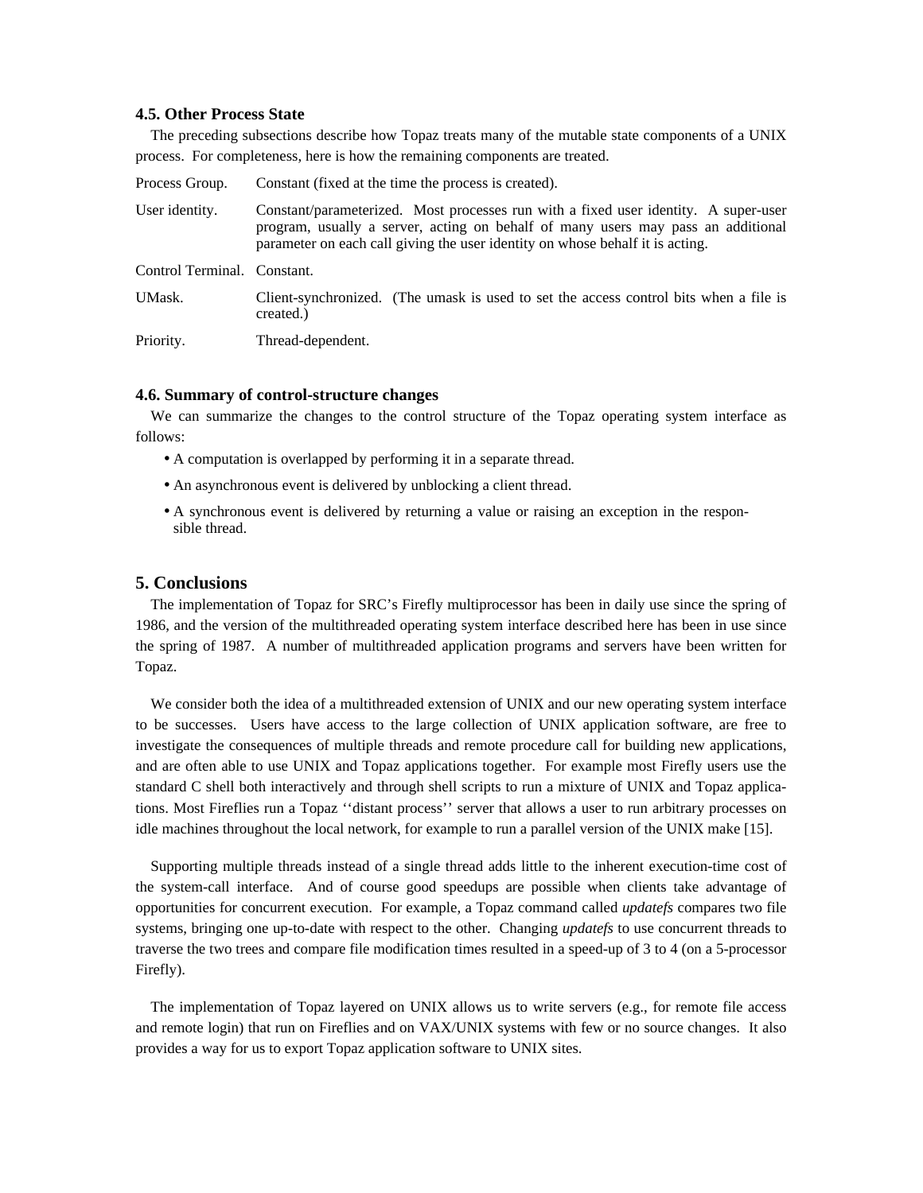### 4.5. Other Process State

The preceding subsections describe how Topaz treats many of the mutable state components of a UNIX process. For completeness, here is how the remaining components are treated.

| | |
|---|---|
| Process Group. | Constant (fixed at the time the process is created). |
| User identity. | Constant/parameterized. Most processes run with a fixed user identity. A super-user program, usually a server, acting on behalf of many users may pass an additional parameter on each call giving the user identity on whose behalf it is acting. |
| Control Terminal. | Constant. |
| UMask. | Client-synchronized. (The umask is used to set the access control bits when a file is created.) |
| Priority. | Thread-dependent. |

### 4.6. Summary of control-structure changes

We can summarize the changes to the control structure of the Topaz operating system interface as follows:

- A computation is overlapped by performing it in a separate thread.
- An asynchronous event is delivered by unblocking a client thread.
- A synchronous event is delivered by returning a value or raising an exception in the responsible thread.

## 5. Conclusions

The implementation of Topaz for SRC's Firefly multiprocessor has been in daily use since the spring of 1986, and the version of the multithreaded operating system interface described here has been in use since the spring of 1987. A number of multithreaded application programs and servers have been written for Topaz.

We consider both the idea of a multithreaded extension of UNIX and our new operating system interface to be successes. Users have access to the large collection of UNIX application software, are free to investigate the consequences of multiple threads and remote procedure call for building new applications, and are often able to use UNIX and Topaz applications together. For example most Firefly users use the standard C shell both interactively and through shell scripts to run a mixture of UNIX and Topaz applications. Most Fireflies run a Topaz ''distant process'' server that allows a user to run arbitrary processes on idle machines throughout the local network, for example to run a parallel version of the UNIX make [15].

Supporting multiple threads instead of a single thread adds little to the inherent execution-time cost of the system-call interface. And of course good speedups are possible when clients take advantage of opportunities for concurrent execution. For example, a Topaz command called *updatefs* compares two file systems, bringing one up-to-date with respect to the other. Changing *updatefs* to use concurrent threads to traverse the two trees and compare file modification times resulted in a speed-up of 3 to 4 (on a 5-processor Firefly).

The implementation of Topaz layered on UNIX allows us to write servers (e.g., for remote file access and remote login) that run on Fireflies and on VAX/UNIX systems with few or no source changes. It also provides a way for us to export Topaz application software to UNIX sites.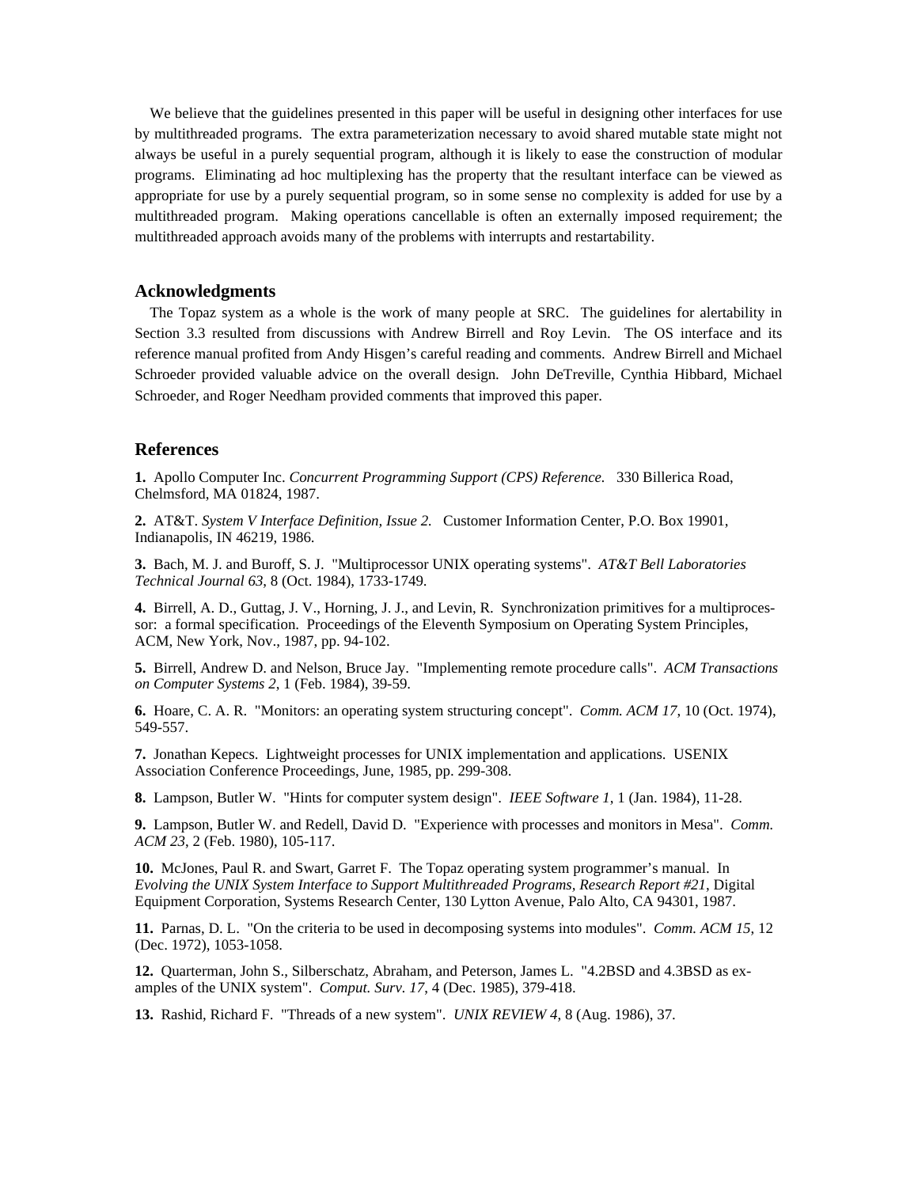We believe that the guidelines presented in this paper will be useful in designing other interfaces for use by multithreaded programs. The extra parameterization necessary to avoid shared mutable state might not always be useful in a purely sequential program, although it is likely to ease the construction of modular programs. Eliminating ad hoc multiplexing has the property that the resultant interface can be viewed as appropriate for use by a purely sequential program, so in some sense no complexity is added for use by a multithreaded program. Making operations cancellable is often an externally imposed requirement; the multithreaded approach avoids many of the problems with interrupts and restartability.

## Acknowledgments

The Topaz system as a whole is the work of many people at SRC. The guidelines for alertability in Section 3.3 resulted from discussions with Andrew Birrell and Roy Levin. The OS interface and its reference manual profited from Andy Hisgen's careful reading and comments. Andrew Birrell and Michael Schroeder provided valuable advice on the overall design. John DeTreville, Cynthia Hibbard, Michael Schroeder, and Roger Needham provided comments that improved this paper.

## References

**1.** Apollo Computer Inc. *Concurrent Programming Support (CPS) Reference.* 330 Billerica Road, Chelmsford, MA 01824, 1987.

**2.** AT&T. *System V Interface Definition, Issue 2.* Customer Information Center, P.O. Box 19901, Indianapolis, IN 46219, 1986.

**3.** Bach, M. J. and Buroff, S. J. "Multiprocessor UNIX operating systems". *AT&T Bell Laboratories Technical Journal 63*, 8 (Oct. 1984), 1733-1749.

**4.** Birrell, A. D., Guttag, J. V., Horning, J. J., and Levin, R. Synchronization primitives for a multiprocessor: a formal specification. Proceedings of the Eleventh Symposium on Operating System Principles, ACM, New York, Nov., 1987, pp. 94-102.

**5.** Birrell, Andrew D. and Nelson, Bruce Jay. "Implementing remote procedure calls". *ACM Transactions on Computer Systems 2*, 1 (Feb. 1984), 39-59.

**6.** Hoare, C. A. R. "Monitors: an operating system structuring concept". *Comm. ACM 17*, 10 (Oct. 1974), 549-557.

**7.** Jonathan Kepecs. Lightweight processes for UNIX implementation and applications. USENIX Association Conference Proceedings, June, 1985, pp. 299-308.

**8.** Lampson, Butler W. "Hints for computer system design". *IEEE Software 1*, 1 (Jan. 1984), 11-28.

**9.** Lampson, Butler W. and Redell, David D. "Experience with processes and monitors in Mesa". *Comm. ACM 23*, 2 (Feb. 1980), 105-117.

**10.** McJones, Paul R. and Swart, Garret F. The Topaz operating system programmer's manual. In *Evolving the UNIX System Interface to Support Multithreaded Programs, Research Report #21*, Digital Equipment Corporation, Systems Research Center, 130 Lytton Avenue, Palo Alto, CA 94301, 1987.

**11.** Parnas, D. L. "On the criteria to be used in decomposing systems into modules". *Comm. ACM 15*, 12 (Dec. 1972), 1053-1058.

**12.** Quarterman, John S., Silberschatz, Abraham, and Peterson, James L. "4.2BSD and 4.3BSD as examples of the UNIX system". *Comput. Surv. 17*, 4 (Dec. 1985), 379-418.

**13.** Rashid, Richard F. "Threads of a new system". *UNIX REVIEW 4*, 8 (Aug. 1986), 37.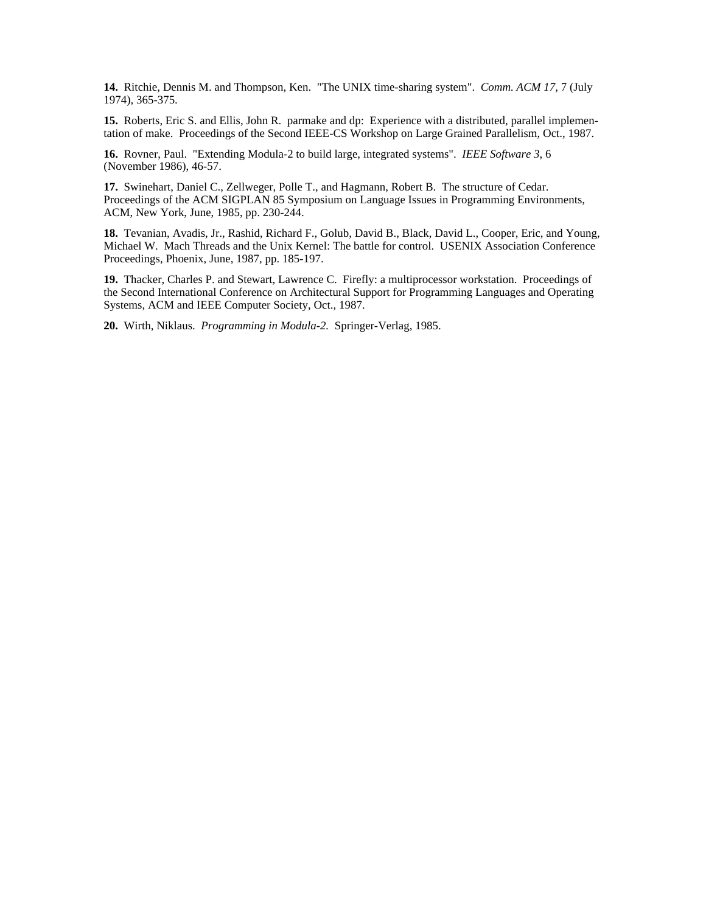**14.** Ritchie, Dennis M. and Thompson, Ken. "The UNIX time-sharing system". *Comm. ACM 17*, 7 (July 1974), 365-375.

**15.** Roberts, Eric S. and Ellis, John R. parmake and dp: Experience with a distributed, parallel implementation of make. Proceedings of the Second IEEE-CS Workshop on Large Grained Parallelism, Oct., 1987.

**16.** Rovner, Paul. "Extending Modula-2 to build large, integrated systems". *IEEE Software 3*, 6 (November 1986), 46-57.

**17.** Swinehart, Daniel C., Zellweger, Polle T., and Hagmann, Robert B. The structure of Cedar. Proceedings of the ACM SIGPLAN 85 Symposium on Language Issues in Programming Environments, ACM, New York, June, 1985, pp. 230-244.

**18.** Tevanian, Avadis, Jr., Rashid, Richard F., Golub, David B., Black, David L., Cooper, Eric, and Young, Michael W. Mach Threads and the Unix Kernel: The battle for control. USENIX Association Conference Proceedings, Phoenix, June, 1987, pp. 185-197.

**19.** Thacker, Charles P. and Stewart, Lawrence C. Firefly: a multiprocessor workstation. Proceedings of the Second International Conference on Architectural Support for Programming Languages and Operating Systems, ACM and IEEE Computer Society, Oct., 1987.

**20.** Wirth, Niklaus. *Programming in Modula-2.* Springer-Verlag, 1985.